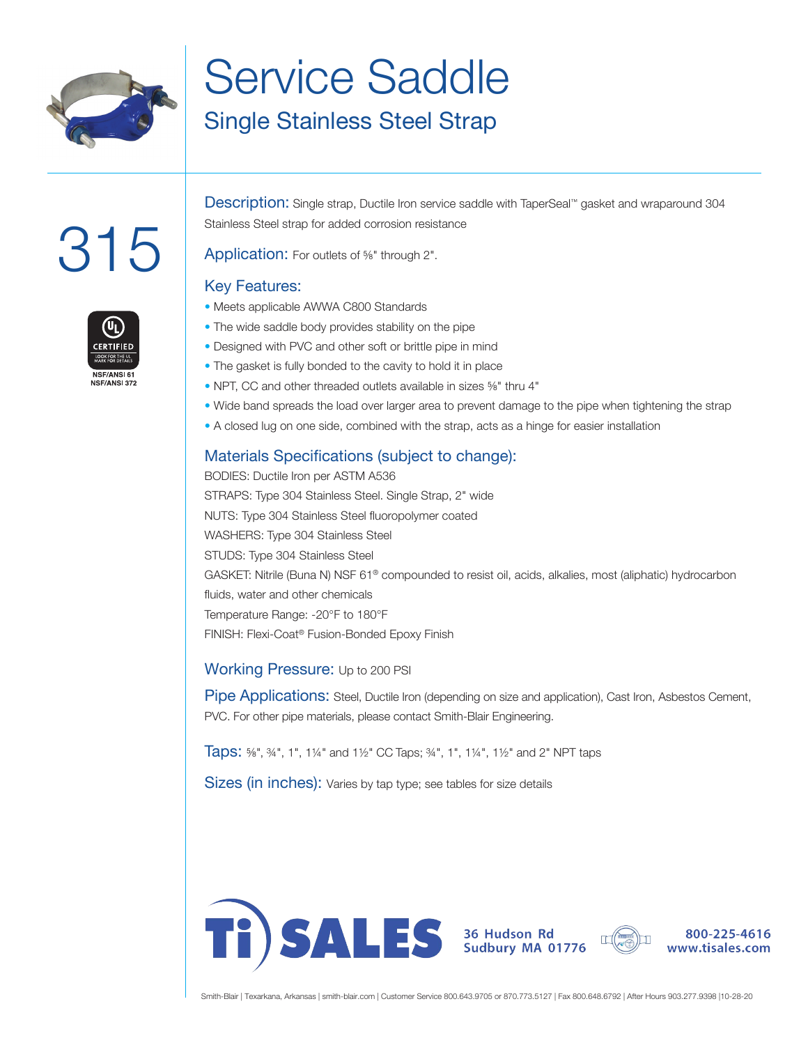# Service Saddle

## Single Stainless Steel Strap

# 315

CERTIFIED
LOOK FOR THE UL MARK FOR DETAILS
NSF/ANSI 61
NSF/ANSI 372

**Description:** Single strap, Ductile Iron service saddle with TaperSeal™ gasket and wraparound 304 Stainless Steel strap for added corrosion resistance

**Application:** For outlets of ⅝" through 2".

### Key Features:

- Meets applicable AWWA C800 Standards
- The wide saddle body provides stability on the pipe
- Designed with PVC and other soft or brittle pipe in mind
- The gasket is fully bonded to the cavity to hold it in place
- NPT, CC and other threaded outlets available in sizes ⅝" thru 4"
- Wide band spreads the load over larger area to prevent damage to the pipe when tightening the strap
- A closed lug on one side, combined with the strap, acts as a hinge for easier installation

### Materials Specifications (subject to change):

BODIES: Ductile Iron per ASTM A536
STRAPS: Type 304 Stainless Steel. Single Strap, 2" wide
NUTS: Type 304 Stainless Steel fluoropolymer coated
WASHERS: Type 304 Stainless Steel
STUDS: Type 304 Stainless Steel
GASKET: Nitrile (Buna N) NSF 61® compounded to resist oil, acids, alkalies, most (aliphatic) hydrocarbon fluids, water and other chemicals
Temperature Range: -20°F to 180°F
FINISH: Flexi-Coat® Fusion-Bonded Epoxy Finish

**Working Pressure:** Up to 200 PSI

**Pipe Applications:** Steel, Ductile Iron (depending on size and application), Cast Iron, Asbestos Cement, PVC. For other pipe materials, please contact Smith-Blair Engineering.

**Taps:** ⅝", ¾", 1", 1¼" and 1½" CC Taps; ¾", 1", 1¼", 1½" and 2" NPT taps

**Sizes (in inches):** Varies by tap type; see tables for size details

Ti SALES
36 Hudson Rd
Sudbury MA 01776
800-225-4616
www.tisales.com

Smith-Blair | Texarkana, Arkansas | smith-blair.com | Customer Service 800.643.9705 or 870.773.5127 | Fax 800.648.6792 | After Hours 903.277.9398 |10-28-20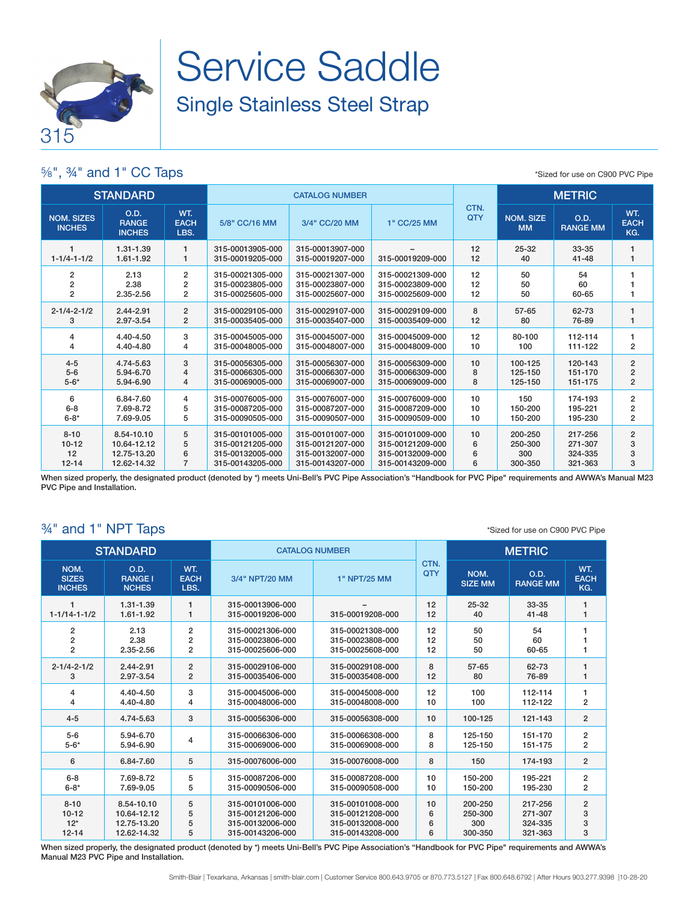# Service Saddle

## Single Stainless Steel Strap

315

### ⅝", ¾" and 1" CC Taps

*Sized for use on C900 PVC Pipe

| STANDARD | | | CATALOG NUMBER | | | CTN. QTY | METRIC | | |
|---|---|---|---|---|---|---|---|---|---|
| NOM. SIZES INCHES | O.D. RANGE INCHES | WT. EACH LBS. | 5/8" CC/16 MM | 3/4" CC/20 MM | 1" CC/25 MM | | NOM. SIZE MM | O.D. RANGE MM | WT. EACH KG. |
| 1<br>1-1/4-1-1/2 | 1.31-1.39<br>1.61-1.92 | 1<br>1 | 315-00013905-000<br>315-00019205-000 | 315-00013907-000<br>315-00019207-000 | –<br>315-00019209-000 | 12<br>12 | 25-32<br>40 | 33-35<br>41-48 | 1<br>1 |
| 2<br>2<br>2 | 2.13<br>2.38<br>2.35-2.56 | 2<br>2<br>2 | 315-00021305-000<br>315-00023805-000<br>315-00025605-000 | 315-00021307-000<br>315-00023807-000<br>315-00025607-000 | 315-00021309-000<br>315-00023809-000<br>315-00025609-000 | 12<br>12<br>12 | 50<br>50<br>50 | 54<br>60<br>60-65 | 1<br>1<br>1 |
| 2-1/4-2-1/2<br>3 | 2.44-2.91<br>2.97-3.54 | 2<br>2 | 315-00029105-000<br>315-00035405-000 | 315-00029107-000<br>315-00035407-000 | 315-00029109-000<br>315-00035409-000 | 8<br>12 | 57-65<br>80 | 62-73<br>76-89 | 1<br>1 |
| 4<br>4 | 4.40-4.50<br>4.40-4.80 | 3<br>4 | 315-00045005-000<br>315-00048005-000 | 315-00045007-000<br>315-00048007-000 | 315-00045009-000<br>315-00048009-000 | 12<br>10 | 80-100<br>100 | 112-114<br>111-122 | 1<br>2 |
| 4-5<br>5-6<br>5-6* | 4.74-5.63<br>5.94-6.70<br>5.94-6.90 | 3<br>4<br>4 | 315-00056305-000<br>315-00066305-000<br>315-00069005-000 | 315-00056307-000<br>315-00066307-000<br>315-00069007-000 | 315-00056309-000<br>315-00066309-000<br>315-00069009-000 | 10<br>8<br>8 | 100-125<br>125-150<br>125-150 | 120-143<br>151-170<br>151-175 | 2<br>2<br>2 |
| 6<br>6-8<br>6-8* | 6.84-7.60<br>7.69-8.72<br>7.69-9.05 | 4<br>5<br>5 | 315-00076005-000<br>315-00087205-000<br>315-00090505-000 | 315-00076007-000<br>315-00087207-000<br>315-00090507-000 | 315-00076009-000<br>315-00087209-000<br>315-00090509-000 | 10<br>10<br>10 | 150<br>150-200<br>150-200 | 174-193<br>195-221<br>195-230 | 2<br>2<br>2 |
| 8-10<br>10-12<br>12<br>12-14 | 8.54-10.10<br>10.64-12.12<br>12.75-13.20<br>12.62-14.32 | 5<br>5<br>6<br>7 | 315-00101005-000<br>315-00121205-000<br>315-00132005-000<br>315-00143205-000 | 315-00101007-000<br>315-00121207-000<br>315-00132007-000<br>315-00143207-000 | 315-00101009-000<br>315-00121209-000<br>315-00132009-000<br>315-00143209-000 | 10<br>6<br>6<br>6 | 200-250<br>250-300<br>300<br>300-350 | 217-256<br>271-307<br>324-335<br>321-363 | 2<br>3<br>3<br>3 |

When sized properly, the designated product (denoted by *) meets Uni-Bell's PVC Pipe Association's "Handbook for PVC Pipe" requirements and AWWA's Manual M23 PVC Pipe and Installation.

### ¾" and 1" NPT Taps

*Sized for use on C900 PVC Pipe

| STANDARD | | | CATALOG NUMBER | | CTN. QTY | METRIC | | |
|---|---|---|---|---|---|---|---|---|
| NOM. SIZES INCHES | O.D. RANGE I NCHES | WT. EACH LBS. | 3/4" NPT/20 MM | 1" NPT/25 MM | | NOM. SIZE MM | O.D. RANGE MM | WT. EACH KG. |
| 1<br>1-1/14-1-1/2 | 1.31-1.39<br>1.61-1.92 | 1<br>1 | 315-00013906-000<br>315-00019206-000 | –<br>315-00019208-000 | 12<br>12 | 25-32<br>40 | 33-35<br>41-48 | 1<br>1 |
| 2<br>2<br>2 | 2.13<br>2.38<br>2.35-2.56 | 2<br>2<br>2 | 315-00021306-000<br>315-00023806-000<br>315-00025606-000 | 315-00021308-000<br>315-00023808-000<br>315-00025608-000 | 12<br>12<br>12 | 50<br>50<br>50 | 54<br>60<br>60-65 | 1<br>1<br>1 |
| 2-1/4-2-1/2<br>3 | 2.44-2.91<br>2.97-3.54 | 2<br>2 | 315-00029106-000<br>315-00035406-000 | 315-00029108-000<br>315-00035408-000 | 8<br>12 | 57-65<br>80 | 62-73<br>76-89 | 1<br>1 |
| 4<br>4 | 4.40-4.50<br>4.40-4.80 | 3<br>4 | 315-00045006-000<br>315-00048006-000 | 315-00045008-000<br>315-00048008-000 | 12<br>10 | 100<br>100 | 112-114<br>112-122 | 1<br>2 |
| 4-5 | 4.74-5.63 | 3 | 315-00056306-000 | 315-00056308-000 | 10 | 100-125 | 121-143 | 2 |
| 5-6<br>5-6* | 5.94-6.70<br>5.94-6.90 | 4 | 315-00066306-000<br>315-00069006-000 | 315-00066308-000<br>315-00069008-000 | 8<br>8 | 125-150<br>125-150 | 151-170<br>151-175 | 2<br>2 |
| 6 | 6.84-7.60 | 5 | 315-00076006-000 | 315-00076008-000 | 8 | 150 | 174-193 | 2 |
| 6-8<br>6-8* | 7.69-8.72<br>7.69-9.05 | 5<br>5 | 315-00087206-000<br>315-00090506-000 | 315-00087208-000<br>315-00090508-000 | 10<br>10 | 150-200<br>150-200 | 195-221<br>195-230 | 2<br>2 |
| 8-10<br>10-12<br>12*<br>12-14 | 8.54-10.10<br>10.64-12.12<br>12.75-13.20<br>12.62-14.32 | 5<br>5<br>5<br>5 | 315-00101006-000<br>315-00121206-000<br>315-00132006-000<br>315-00143206-000 | 315-00101008-000<br>315-00121208-000<br>315-00132008-000<br>315-00143208-000 | 10<br>6<br>6<br>6 | 200-250<br>250-300<br>300<br>300-350 | 217-256<br>271-307<br>324-335<br>321-363 | 2<br>3<br>3<br>3 |

When sized properly, the designated product (denoted by *) meets Uni-Bell's PVC Pipe Association's "Handbook for PVC Pipe" requirements and AWWA's Manual M23 PVC Pipe and Installation.

Smith-Blair | Texarkana, Arkansas | smith-blair.com | Customer Service 800.643.9705 or 870.773.5127 | Fax 800.648.6792 | After Hours 903.277.9398 |10-28-20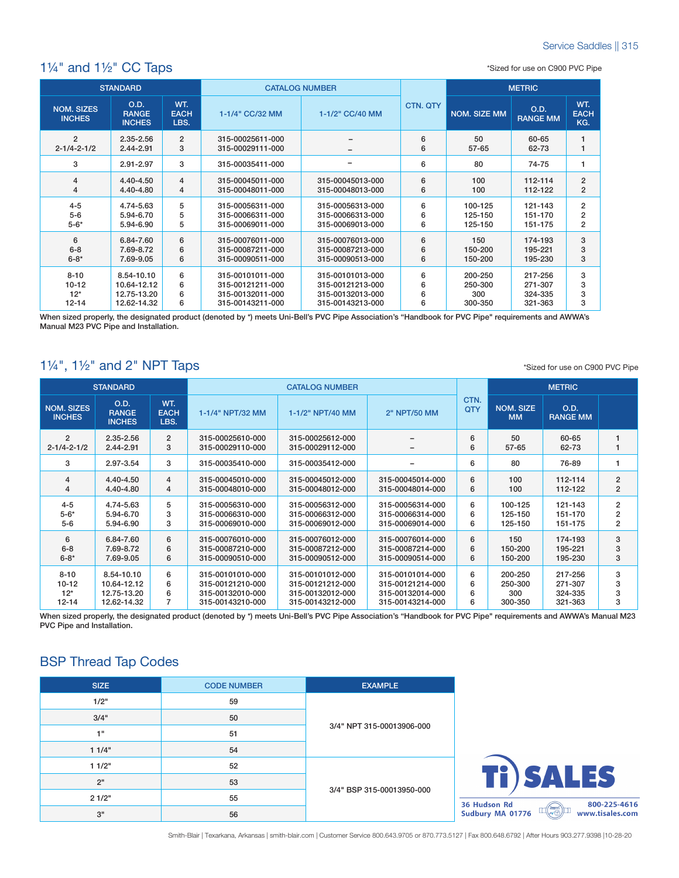## 1¼" and 1½" CC Taps

*Sized for use on C900 PVC Pipe

| STANDARD | | | CATALOG NUMBER | | CTN. QTY | METRIC | | |
|---|---|---|---|---|---|---|---|---|
| NOM. SIZES INCHES | O.D. RANGE INCHES | WT. EACH LBS. | 1-1/4" CC/32 MM | 1-1/2" CC/40 MM | | NOM. SIZE MM | O.D. RANGE MM | WT. EACH KG. |
| 2<br>2-1/4-2-1/2 | 2.35-2.56<br>2.44-2.91 | 2<br>3 | 315-00025611-000<br>315-00029111-000 | –<br>– | 6<br>6 | 50<br>57-65 | 60-65<br>62-73 | 1<br>1 |
| 3 | 2.91-2.97 | 3 | 315-00035411-000 | – | 6 | 80 | 74-75 | 1 |
| 4<br>4 | 4.40-4.50<br>4.40-4.80 | 4<br>4 | 315-00045011-000<br>315-00048011-000 | 315-00045013-000<br>315-00048013-000 | 6<br>6 | 100<br>100 | 112-114<br>112-122 | 2<br>2 |
| 4-5<br>5-6<br>5-6* | 4.74-5.63<br>5.94-6.70<br>5.94-6.90 | 5<br>5<br>5 | 315-00056311-000<br>315-00066311-000<br>315-00069011-000 | 315-00056313-000<br>315-00066313-000<br>315-00069013-000 | 6<br>6<br>6 | 100-125<br>125-150<br>125-150 | 121-143<br>151-170<br>151-175 | 2<br>2<br>2 |
| 6<br>6-8<br>6-8* | 6.84-7.60<br>7.69-8.72<br>7.69-9.05 | 6<br>6<br>6 | 315-00076011-000<br>315-00087211-000<br>315-00090511-000 | 315-00076013-000<br>315-00087213-000<br>315-00090513-000 | 6<br>6<br>6 | 150<br>150-200<br>150-200 | 174-193<br>195-221<br>195-230 | 3<br>3<br>3 |
| 8-10<br>10-12<br>12*<br>12-14 | 8.54-10.10<br>10.64-12.12<br>12.75-13.20<br>12.62-14.32 | 6<br>6<br>6<br>6 | 315-00101011-000<br>315-00121211-000<br>315-00132011-000<br>315-00143211-000 | 315-00101013-000<br>315-00121213-000<br>315-00132013-000<br>315-00143213-000 | 6<br>6<br>6<br>6 | 200-250<br>250-300<br>300<br>300-350 | 217-256<br>271-307<br>324-335<br>321-363 | 3<br>3<br>3<br>3 |

When sized properly, the designated product (denoted by *) meets Uni-Bell's PVC Pipe Association's "Handbook for PVC Pipe" requirements and AWWA's Manual M23 PVC Pipe and Installation.

## 1¼", 1½" and 2" NPT Taps

*Sized for use on C900 PVC Pipe

| STANDARD | | | CATALOG NUMBER | | | CTN. QTY | METRIC | | |
|---|---|---|---|---|---|---|---|---|---|
| NOM. SIZES INCHES | O.D. RANGE INCHES | WT. EACH LBS. | 1-1/4" NPT/32 MM | 1-1/2" NPT/40 MM | 2" NPT/50 MM | | NOM. SIZE MM | O.D. RANGE MM | |
| 2<br>2-1/4-2-1/2 | 2.35-2.56<br>2.44-2.91 | 2<br>3 | 315-00025610-000<br>315-00029110-000 | 315-00025612-000<br>315-00029112-000 | –<br>– | 6<br>6 | 50<br>57-65 | 60-65<br>62-73 | 1<br>1 |
| 3 | 2.97-3.54 | 3 | 315-00035410-000 | 315-00035412-000 | – | 6 | 80 | 76-89 | 1 |
| 4<br>4 | 4.40-4.50<br>4.40-4.80 | 4<br>4 | 315-00045010-000<br>315-00048010-000 | 315-00045012-000<br>315-00048012-000 | 315-00045014-000<br>315-00048014-000 | 6<br>6 | 100<br>100 | 112-114<br>112-122 | 2<br>2 |
| 4-5<br>5-6*<br>5-6 | 4.74-5.63<br>5.94-6.70<br>5.94-6.90 | 5<br>3<br>3 | 315-00056310-000<br>315-00066310-000<br>315-00069010-000 | 315-00056312-000<br>315-00066312-000<br>315-00069012-000 | 315-00056314-000<br>315-00066314-000<br>315-00069014-000 | 6<br>6<br>6 | 100-125<br>125-150<br>125-150 | 121-143<br>151-170<br>151-175 | 2<br>2<br>2 |
| 6<br>6-8<br>6-8* | 6.84-7.60<br>7.69-8.72<br>7.69-9.05 | 6<br>6<br>6 | 315-00076010-000<br>315-00087210-000<br>315-00090510-000 | 315-00076012-000<br>315-00087212-000<br>315-00090512-000 | 315-00076014-000<br>315-00087214-000<br>315-00090514-000 | 6<br>6<br>6 | 150<br>150-200<br>150-200 | 174-193<br>195-221<br>195-230 | 3<br>3<br>3 |
| 8-10<br>10-12<br>12*<br>12-14 | 8.54-10.10<br>10.64-12.12<br>12.75-13.20<br>12.62-14.32 | 6<br>6<br>6<br>7 | 315-00101010-000<br>315-00121210-000<br>315-00132010-000<br>315-00143210-000 | 315-00101012-000<br>315-00121212-000<br>315-00132012-000<br>315-00143212-000 | 315-00101014-000<br>315-00121214-000<br>315-00132014-000<br>315-00143214-000 | 6<br>6<br>6<br>6 | 200-250<br>250-300<br>300<br>300-350 | 217-256<br>271-307<br>324-335<br>321-363 | 3<br>3<br>3<br>3 |

When sized properly, the designated product (denoted by *) meets Uni-Bell's PVC Pipe Association's "Handbook for PVC Pipe" requirements and AWWA's Manual M23 PVC Pipe and Installation.

## BSP Thread Tap Codes

| SIZE | CODE NUMBER | EXAMPLE |
|---|---|---|
| 1/2" | 59 | 3/4" NPT 315-00013906-000 |
| 3/4" | 50 | |
| 1" | 51 | |
| 1 1/4" | 54 | |
| 1 1/2" | 52 | 3/4" BSP 315-00013950-000 |
| 2" | 53 | |
| 2 1/2" | 55 | |
| 3" | 56 | |

Ti SALES
36 Hudson Rd
Sudbury MA 01776
800-225-4616
www.tisales.com

Smith-Blair | Texarkana, Arkansas | smith-blair.com | Customer Service 800.643.9705 or 870.773.5127 | Fax 800.648.6792 | After Hours 903.277.9398 |10-28-20